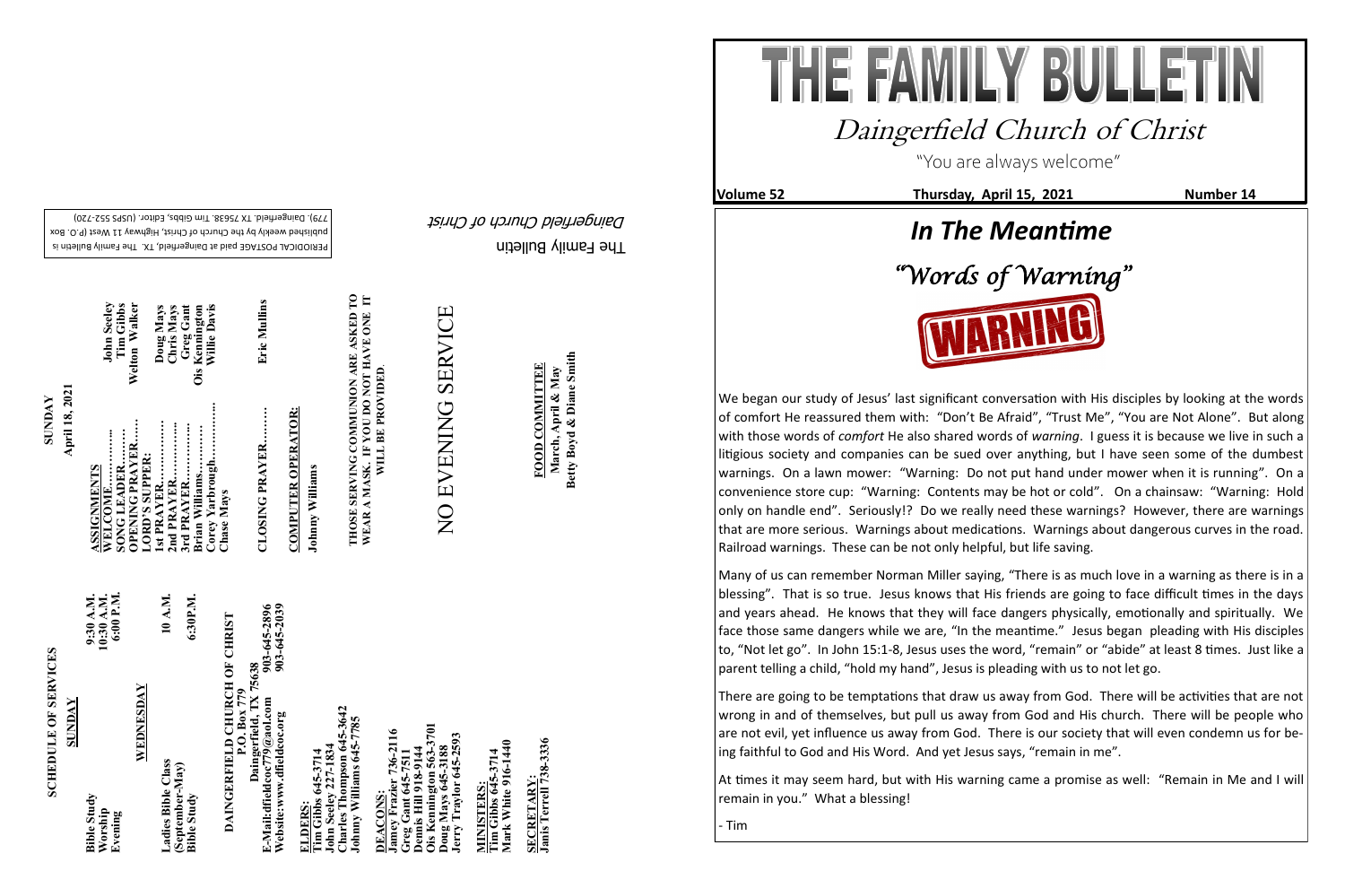# THE FAMILY BULLETIN

## Daingerfield Church of Christ

"You are always welcome"

**Volume 52** | **Thursday, April 15, 2021** | **Number 14**

# *In The Meantime*

## *"Words of Warning"*

We began our study of Jesus' last significant conversation with His disciples by looking at the words of comfort He reassured them with: "Don't Be Afraid", "Trust Me", "You are Not Alone". But along with those words of *comfort* He also shared words of *warning*. I guess it is because we live in such a litigious society and companies can be sued over anything, but I have seen some of the dumbest warnings. On a lawn mower: "Warning: Do not put hand under mower when it is running". On a convenience store cup: "Warning: Contents may be hot or cold". On a chainsaw: "Warning: Hold only on handle end". Seriously!? Do we really need these warnings? However, there are warnings that are more serious. Warnings about medications. Warnings about dangerous curves in the road. Railroad warnings. These can be not only helpful, but life saving.

Many of us can remember Norman Miller saying, "There is as much love in a warning as there is in a blessing". That is so true. Jesus knows that His friends are going to face difficult times in the days and years ahead. He knows that they will face dangers physically, emotionally and spiritually. We face those same dangers while we are, "In the meantime." Jesus began pleading with His disciples to, "Not let go". In John 15:1-8, Jesus uses the word, "remain" or "abide" at least 8 times. Just like a parent telling a child, "hold my hand", Jesus is pleading with us to not let go.

There are going to be temptations that draw us away from God. There will be activities that are not wrong in and of themselves, but pull us away from God and His church. There will be people who are not evil, yet influence us away from God. There is our society that will even condemn us for being faithful to God and His Word. And yet Jesus says, "remain in me".

At times it may seem hard, but with His warning came a promise as well: "Remain in Me and I will remain in you." What a blessing!

- Tim

---

**SCHEDULE OF SERVICES**

**SUNDAY**

| | |
|---|---|
| Bible Study | 9:30 A.M. |
| Worship | 10:30 A.M. |
| Evening | 6:00 P.M. |

**WEDNESDAY**

| | |
|---|---|
| Ladies Bible Class (September-May) | 10 A.M. |
| Bible Study | 6:30P.M. |

**DAINGERFIELD CHURCH OF CHRIST**
P.O. Box 779
Daingerfield, TX 75638
E-Mail:dfieldcoc779@aol.com 903-645-2896
Website:www.dfieldcoc.org 903-645-2039

**ELDERS:**
Tim Gibbs 645-3714
John Seeley 227-1834
Charles Thompson 645-3642
Johnny Williams 645-7785

**DEACONS:**
Jamey Frazier 736-2116
Greg Gant 645-7511
Dennis Hill 918-9144
Ois Kennington 563-3701
Doug Mays 645-3188
Jerry Traylor 645-2593

**MINISTERS:**
Tim Gibbs 645-3714
Mark White 916-1440

**SECRETARY:**
Janis Terrell 738-3336

**SUNDAY**
**April 18, 2021**

**ASSIGNMENTS**

| | |
|---|---|
| WELCOME………… | John Seeley |
| SONG LEADER……… | Tim Gibbs |
| OPENING PRAYER…… | Welton Walker |
| LORD'S SUPPER: | |
| 1st PRAYER…………… | Doug Mays |
| 2nd PRAYER…………… | Chris Mays |
| 3rd PRAYER…………… | Greg Gant |
| Brian Williams………… | Ois Kennington |
| Corey Yarbrough…………… | Willie Davis |
| Chase Mays | |
| CLOSING PRAYER……… | Eric Mullins |

**COMPUTER OPERATOR:**
Johnny Williams

**THOSE SERVING COMMUNION ARE ASKED TO WEAR A MASK. IF YOU DO NOT HAVE ONE IT WILL BE PROVIDED.**

NO EVENING SERVICE

**FOOD COMMITTEE**
March, April & May
Betty Boyd & Diane Smith

The Family Bulletin
*Daingerfield Church of Christ*

PERIODICAL POSTAGE paid at Daingerfield, TX. The Family Bulletin is published weekly by the Church of Christ, Highway 11 West (P.O. Box 779), Daingerfield, TX 75638. Tim Gibbs, Editor. (USPS 552-720)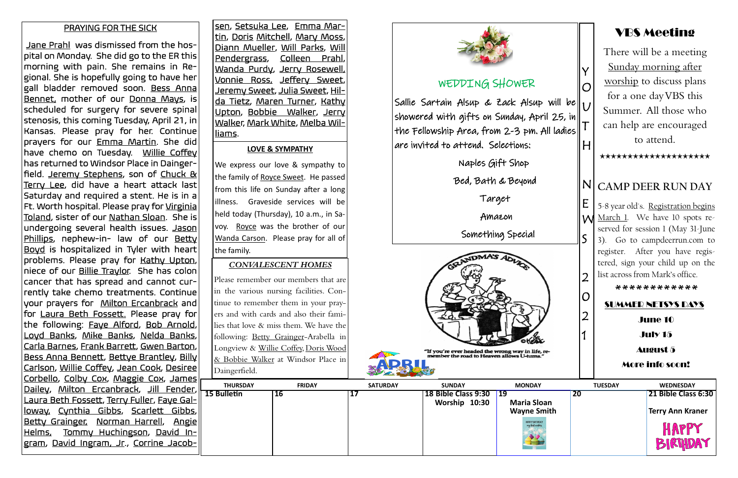## PRAYING FOR THE SICK

Jane Prahl was dismissed from the hospital on Monday. She did go to the ER this morning with pain. She remains in Regional. She is hopefully going to have her gall bladder removed soon. Bess Anna Bennet, mother of our Donna Mays, is scheduled for surgery for severe spinal stenosis, this coming Tuesday, April 21, in Kansas. Please pray for her. Continue prayers for our Emma Martin. She did have chemo on Tuesday. Willie Coffey has returned to Windsor Place in Daingerfield. Jeremy Stephens, son of Chuck & Terry Lee, did have a heart attack last Saturday and required a stent. He is in a Ft. Worth hospital. Please pray for Virginia Toland, sister of our Nathan Sloan. She is undergoing several health issues. Jason Phillips, nephew-in- law of our Betty Boyd is hospitalized in Tyler with heart problems. Please pray for Kathy Upton, niece of our Billie Traylor. She has colon cancer that has spread and cannot currently take chemo treatments. Continue your prayers for Milton Ercanbrack and for Laura Beth Fossett. Please pray for the following: Faye Alford, Bob Arnold, Loyd Banks, Mike Banks, Nelda Banks, Carla Barnes, Frank Barrett, Gwen Barton, Bess Anna Bennett, Bettye Brantley, Billy Carlson, Willie Coffey, Jean Cook, Desiree Corbello, Colby Cox, Maggie Cox, James Dailey, Milton Ercanbrack, Jill Fender, Laura Beth Fossett, Terry Fuller, Faye Galloway, Cynthia Gibbs, Scarlett Gibbs, Betty Grainger, Norman Harrell, Angie Helms, Tommy Huchingson, David Ingram, David Ingram, Jr., Corrine Jacobsen, Setsuka Lee, Emma Martin, Doris Mitchell, Mary Moss, Diann Mueller, Will Parks, Will Pendergrass, Colleen Prahl, Wanda Purdy, Jerry Rosewell, Vonnie Ross, Jeffery Sweet, Jeremy Sweet, Julia Sweet, Hilda Tietz, Maren Turner, Kathy Upton, Bobbie Walker, Jerry Walker, Mark White, Melba Williams.

## LOVE & SYMPATHY

We express our love & sympathy to the family of Royce Sweet. He passed from this life on Sunday after a long illness. Graveside services will be held today (Thursday), 10 a.m., in Savoy. Royce was the brother of our Wanda Carson. Please pray for all of the family.

## *CONVALESCENT HOMES*

Please remember our members that are in the various nursing facilities. Continue to remember them in your prayers and with cards and also their families that love & miss them. We have the following: Betty Grainger-Arabella in Longview & Willie Coffey, Doris Wood & Bobbie Walker at Windsor Place in Daingerfield.

## WEDDING SHOWER

Sallie Sartain Alsup & Zack Alsup will be showered with gifts on Sunday, April 25, in the Fellowship Area, from 2-3 pm. All ladies are invited to attend. Selections:

Naples Gift Shop

Bed, Bath & Beyond

Target

Amazon

Something Special

GRANDMA'S ADVICE

"If you're ever headed the wrong way in life, remember the road to Heaven allows U-turns."

APRIL

YOUTH NEWS 2021

## VBS Meeting

There will be a meeting Sunday morning after worship to discuss plans for a one day VBS this Summer. All those who can help are encouraged to attend.

********************

## CAMP DEER RUN DAY

5-8 year old's. Registration begins March 1. We have 10 spots reserved for session 1 (May 31-June 3). Go to campdeerrun.com to register. After you have registered, sign your child up on the list across from Mark's office.

************

## SUMMER NETSYS DAYS

June 10

July 15

August 5

More info soon!

| THURSDAY | FRIDAY | SATURDAY | SUNDAY | MONDAY | TUESDAY | WEDNESDAY |
|---|---|---|---|---|---|---|
| 15 Bulletin | 16 | 17 | 18 Bible Class 9:30 Worship 10:30 | 19 Maria Sloan Wayne Smith | 20 | 21 Bible Class 6:30 Terry Ann Kraner HAPPY BIRTHDAY |